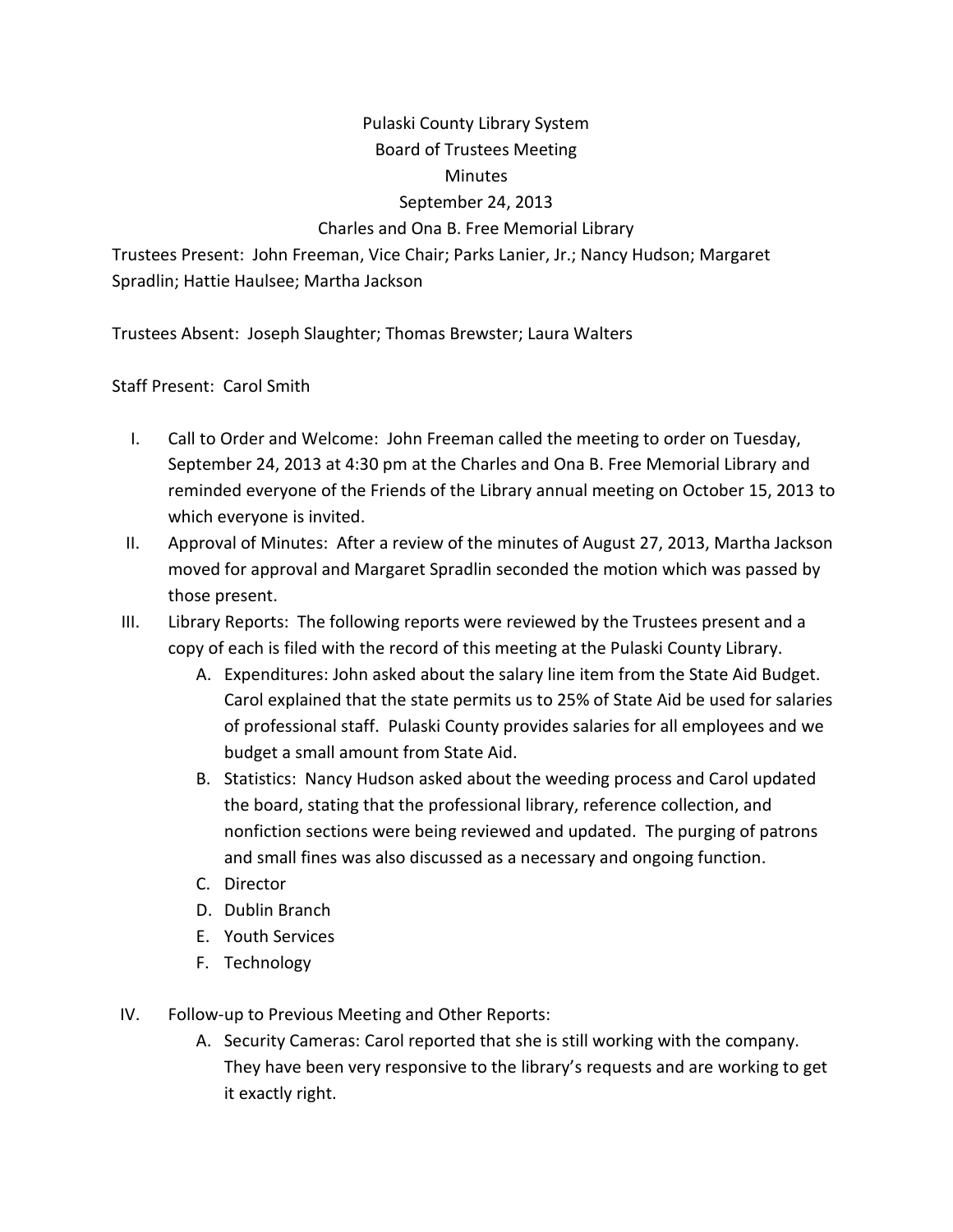Pulaski County Library System
Board of Trustees Meeting
Minutes
September 24, 2013
Charles and Ona B. Free Memorial Library

Trustees Present: John Freeman, Vice Chair; Parks Lanier, Jr.; Nancy Hudson; Margaret Spradlin; Hattie Haulsee; Martha Jackson

Trustees Absent: Joseph Slaughter; Thomas Brewster; Laura Walters

Staff Present: Carol Smith

I. Call to Order and Welcome: John Freeman called the meeting to order on Tuesday, September 24, 2013 at 4:30 pm at the Charles and Ona B. Free Memorial Library and reminded everyone of the Friends of the Library annual meeting on October 15, 2013 to which everyone is invited.

II. Approval of Minutes: After a review of the minutes of August 27, 2013, Martha Jackson moved for approval and Margaret Spradlin seconded the motion which was passed by those present.

III. Library Reports: The following reports were reviewed by the Trustees present and a copy of each is filed with the record of this meeting at the Pulaski County Library.
   A. Expenditures: John asked about the salary line item from the State Aid Budget. Carol explained that the state permits us to 25% of State Aid be used for salaries of professional staff. Pulaski County provides salaries for all employees and we budget a small amount from State Aid.
   B. Statistics: Nancy Hudson asked about the weeding process and Carol updated the board, stating that the professional library, reference collection, and nonfiction sections were being reviewed and updated. The purging of patrons and small fines was also discussed as a necessary and ongoing function.
   C. Director
   D. Dublin Branch
   E. Youth Services
   F. Technology

IV. Follow-up to Previous Meeting and Other Reports:
   A. Security Cameras: Carol reported that she is still working with the company. They have been very responsive to the library's requests and are working to get it exactly right.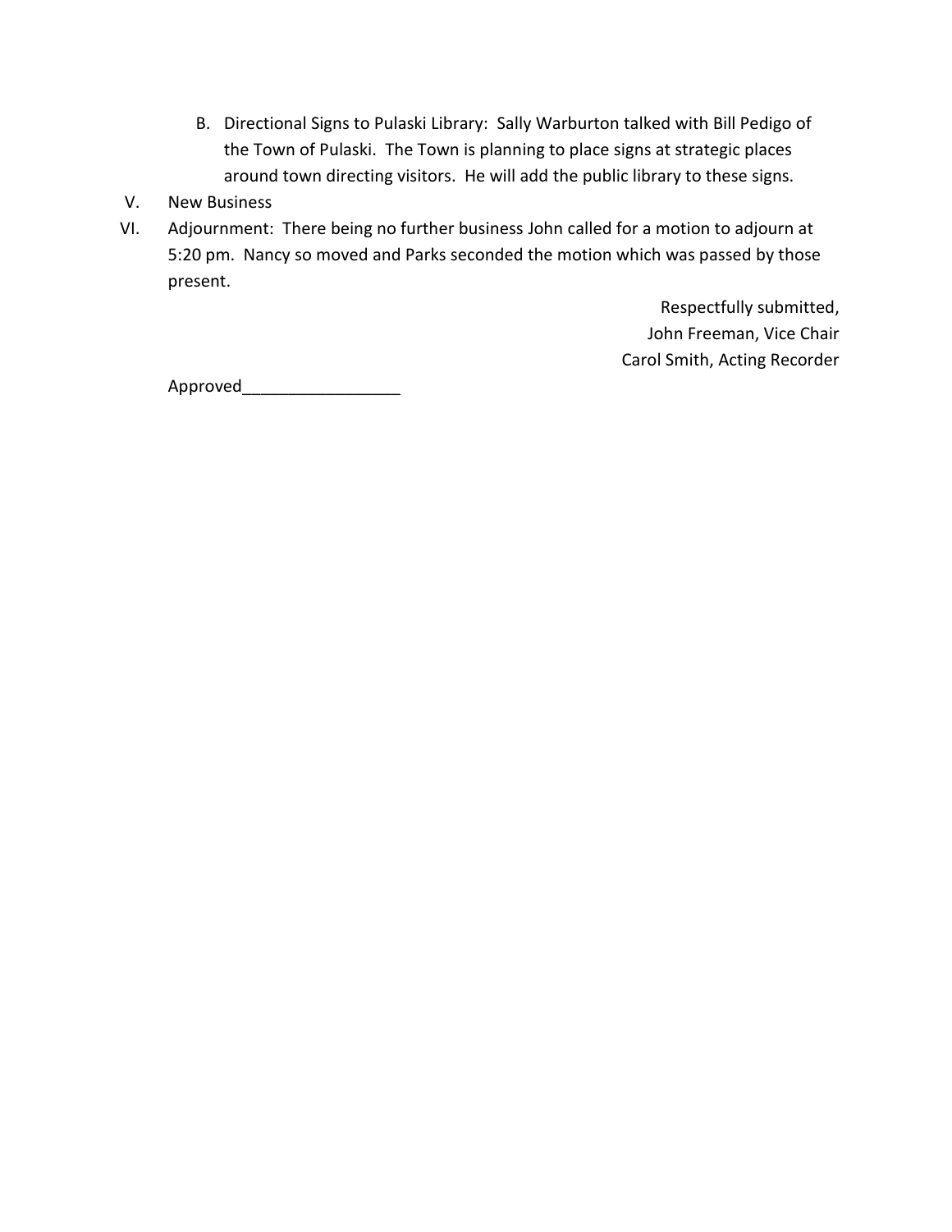B. Directional Signs to Pulaski Library: Sally Warburton talked with Bill Pedigo of the Town of Pulaski. The Town is planning to place signs at strategic places around town directing visitors. He will add the public library to these signs.

V. New Business

VI. Adjournment: There being no further business John called for a motion to adjourn at 5:20 pm. Nancy so moved and Parks seconded the motion which was passed by those present.

Respectfully submitted,
John Freeman, Vice Chair
Carol Smith, Acting Recorder

Approved_________________